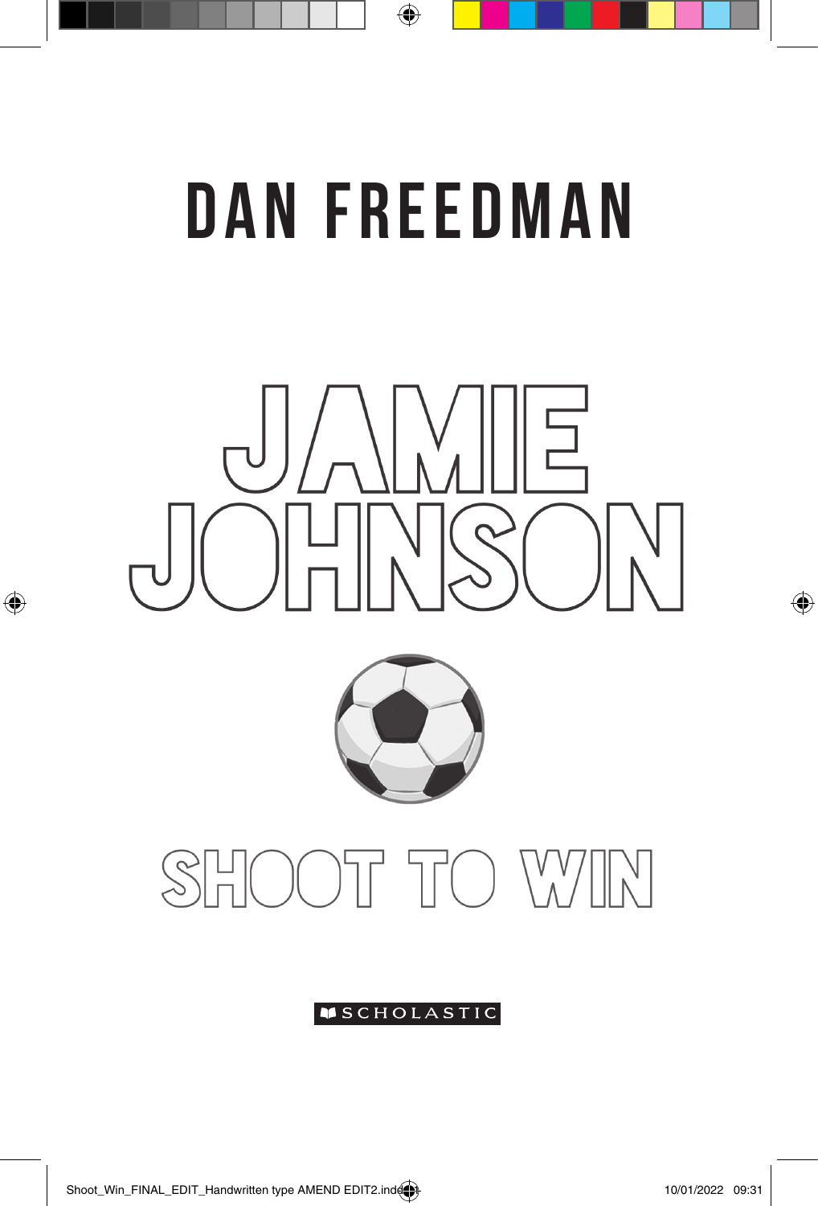# DAN FREEDMAN

# JAMIE JOHNSON

## SHOOT TO WIN

SCHOLASTIC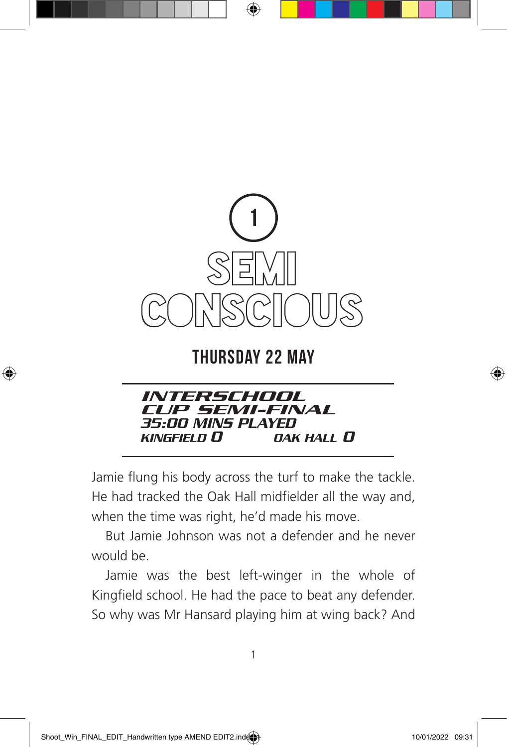# 1
# SEMI CONSCIOUS

## THURSDAY 22 MAY

***INTERSCHOOL CUP SEMI-FINAL***
***35:00 MINS PLAYED***
***KINGFIELD 0 OAK HALL 0***

Jamie flung his body across the turf to make the tackle. He had tracked the Oak Hall midfielder all the way and, when the time was right, he'd made his move.

But Jamie Johnson was not a defender and he never would be.

Jamie was the best left-winger in the whole of Kingfield school. He had the pace to beat any defender. So why was Mr Hansard playing him at wing back? And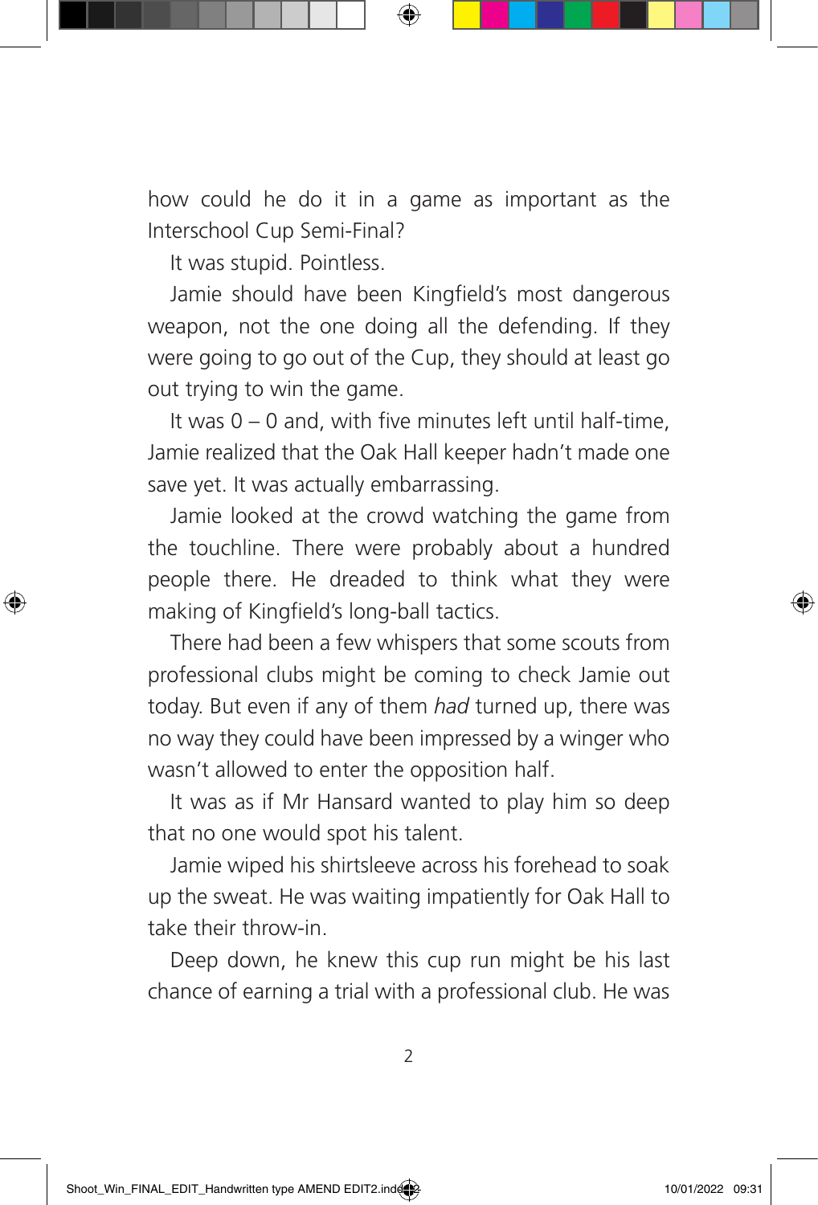how could he do it in a game as important as the Interschool Cup Semi-Final?

It was stupid. Pointless.

Jamie should have been Kingfield's most dangerous weapon, not the one doing all the defending. If they were going to go out of the Cup, they should at least go out trying to win the game.

It was 0 – 0 and, with five minutes left until half-time, Jamie realized that the Oak Hall keeper hadn't made one save yet. It was actually embarrassing.

Jamie looked at the crowd watching the game from the touchline. There were probably about a hundred people there. He dreaded to think what they were making of Kingfield's long-ball tactics.

There had been a few whispers that some scouts from professional clubs might be coming to check Jamie out today. But even if any of them *had* turned up, there was no way they could have been impressed by a winger who wasn't allowed to enter the opposition half.

It was as if Mr Hansard wanted to play him so deep that no one would spot his talent.

Jamie wiped his shirtsleeve across his forehead to soak up the sweat. He was waiting impatiently for Oak Hall to take their throw-in.

Deep down, he knew this cup run might be his last chance of earning a trial with a professional club. He was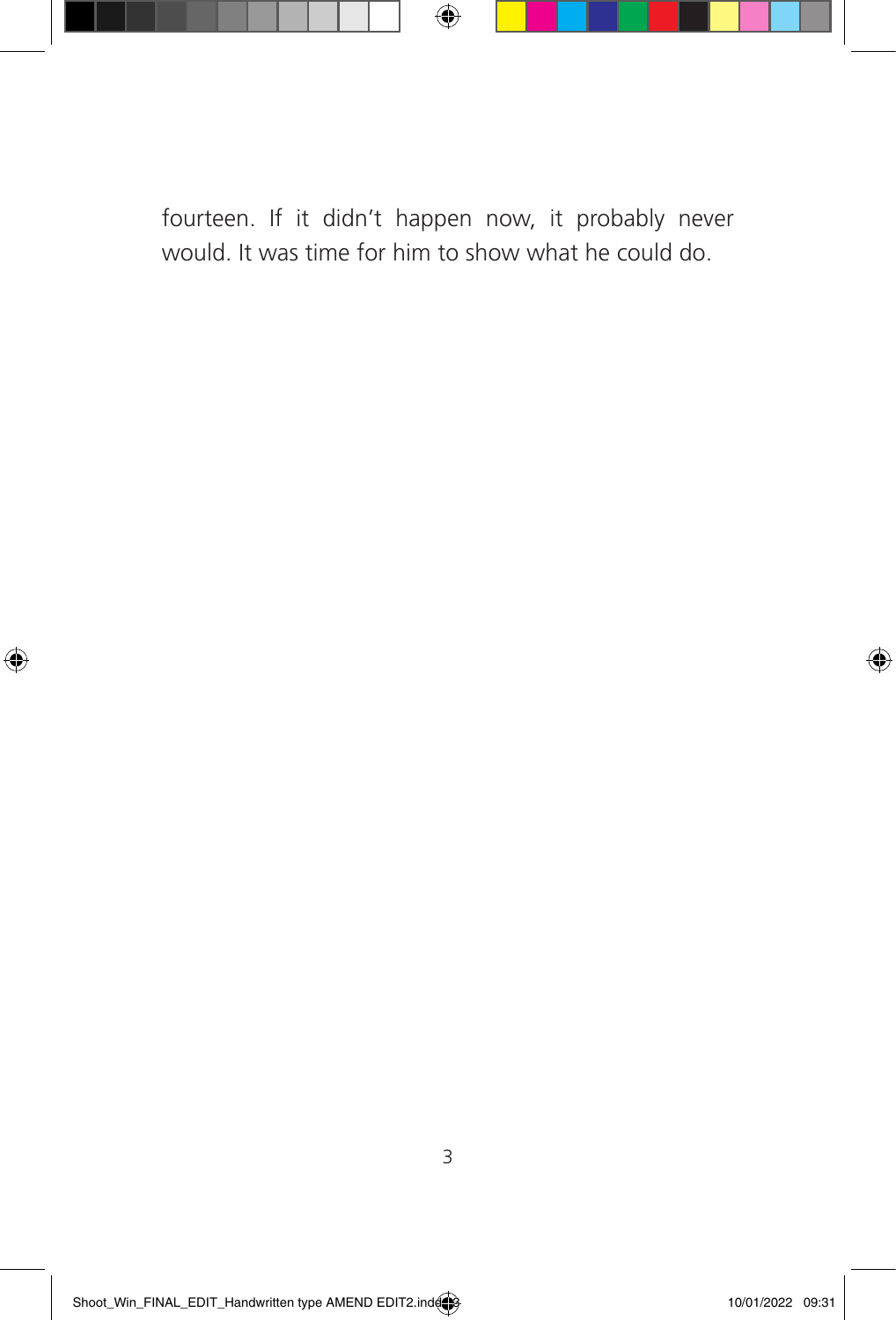fourteen. If it didn't happen now, it probably never would. It was time for him to show what he could do.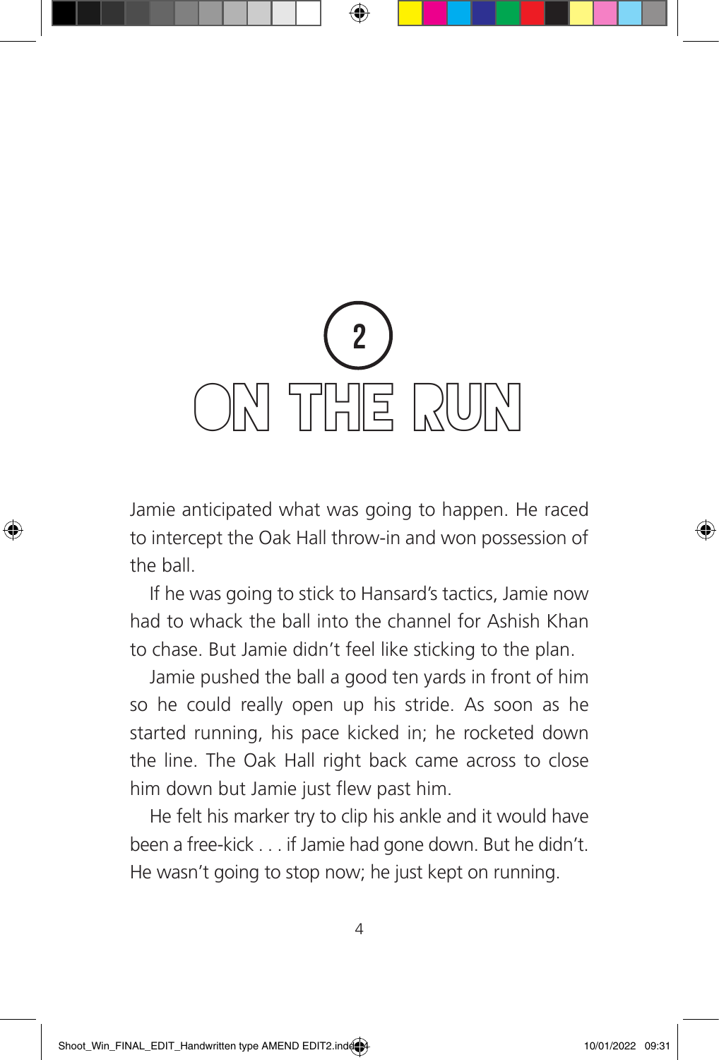# 2
# ON THE RUN

Jamie anticipated what was going to happen. He raced to intercept the Oak Hall throw-in and won possession of the ball.

If he was going to stick to Hansard's tactics, Jamie now had to whack the ball into the channel for Ashish Khan to chase. But Jamie didn't feel like sticking to the plan.

Jamie pushed the ball a good ten yards in front of him so he could really open up his stride. As soon as he started running, his pace kicked in; he rocketed down the line. The Oak Hall right back came across to close him down but Jamie just flew past him.

He felt his marker try to clip his ankle and it would have been a free-kick . . . if Jamie had gone down. But he didn't. He wasn't going to stop now; he just kept on running.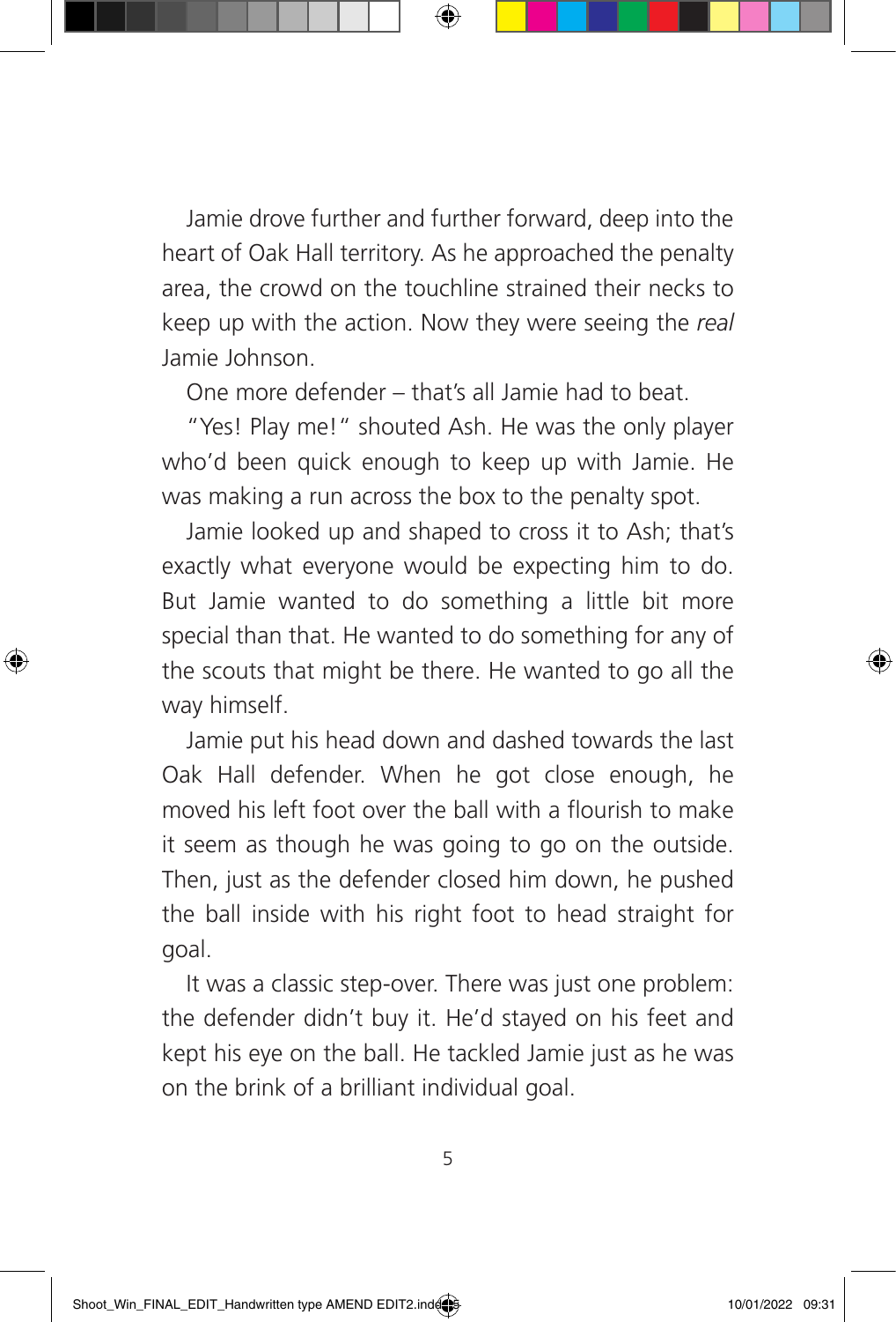Jamie drove further and further forward, deep into the heart of Oak Hall territory. As he approached the penalty area, the crowd on the touchline strained their necks to keep up with the action. Now they were seeing the *real* Jamie Johnson.

One more defender – that's all Jamie had to beat.

"Yes! Play me!" shouted Ash. He was the only player who'd been quick enough to keep up with Jamie. He was making a run across the box to the penalty spot.

Jamie looked up and shaped to cross it to Ash; that's exactly what everyone would be expecting him to do. But Jamie wanted to do something a little bit more special than that. He wanted to do something for any of the scouts that might be there. He wanted to go all the way himself.

Jamie put his head down and dashed towards the last Oak Hall defender. When he got close enough, he moved his left foot over the ball with a flourish to make it seem as though he was going to go on the outside. Then, just as the defender closed him down, he pushed the ball inside with his right foot to head straight for goal.

It was a classic step-over. There was just one problem: the defender didn't buy it. He'd stayed on his feet and kept his eye on the ball. He tackled Jamie just as he was on the brink of a brilliant individual goal.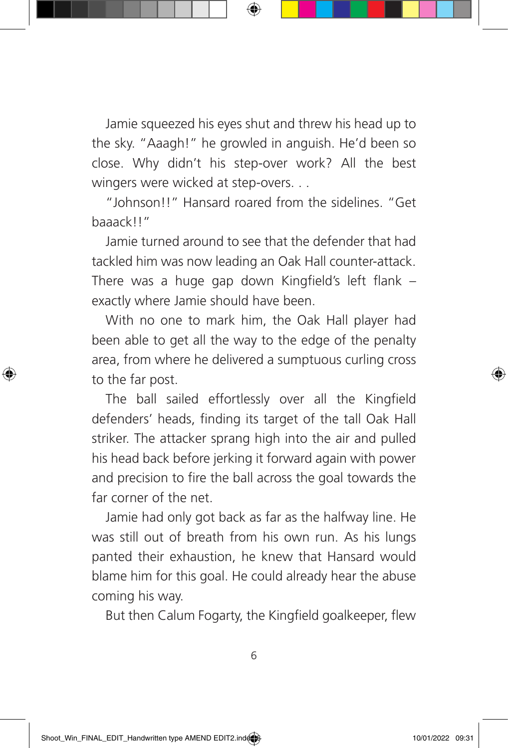Jamie squeezed his eyes shut and threw his head up to the sky. "Aaagh!" he growled in anguish. He'd been so close. Why didn't his step-over work? All the best wingers were wicked at step-overs. . .

"Johnson!!" Hansard roared from the sidelines. "Get baaack!!"

Jamie turned around to see that the defender that had tackled him was now leading an Oak Hall counter-attack. There was a huge gap down Kingfield's left flank – exactly where Jamie should have been.

With no one to mark him, the Oak Hall player had been able to get all the way to the edge of the penalty area, from where he delivered a sumptuous curling cross to the far post.

The ball sailed effortlessly over all the Kingfield defenders' heads, finding its target of the tall Oak Hall striker. The attacker sprang high into the air and pulled his head back before jerking it forward again with power and precision to fire the ball across the goal towards the far corner of the net.

Jamie had only got back as far as the halfway line. He was still out of breath from his own run. As his lungs panted their exhaustion, he knew that Hansard would blame him for this goal. He could already hear the abuse coming his way.

But then Calum Fogarty, the Kingfield goalkeeper, flew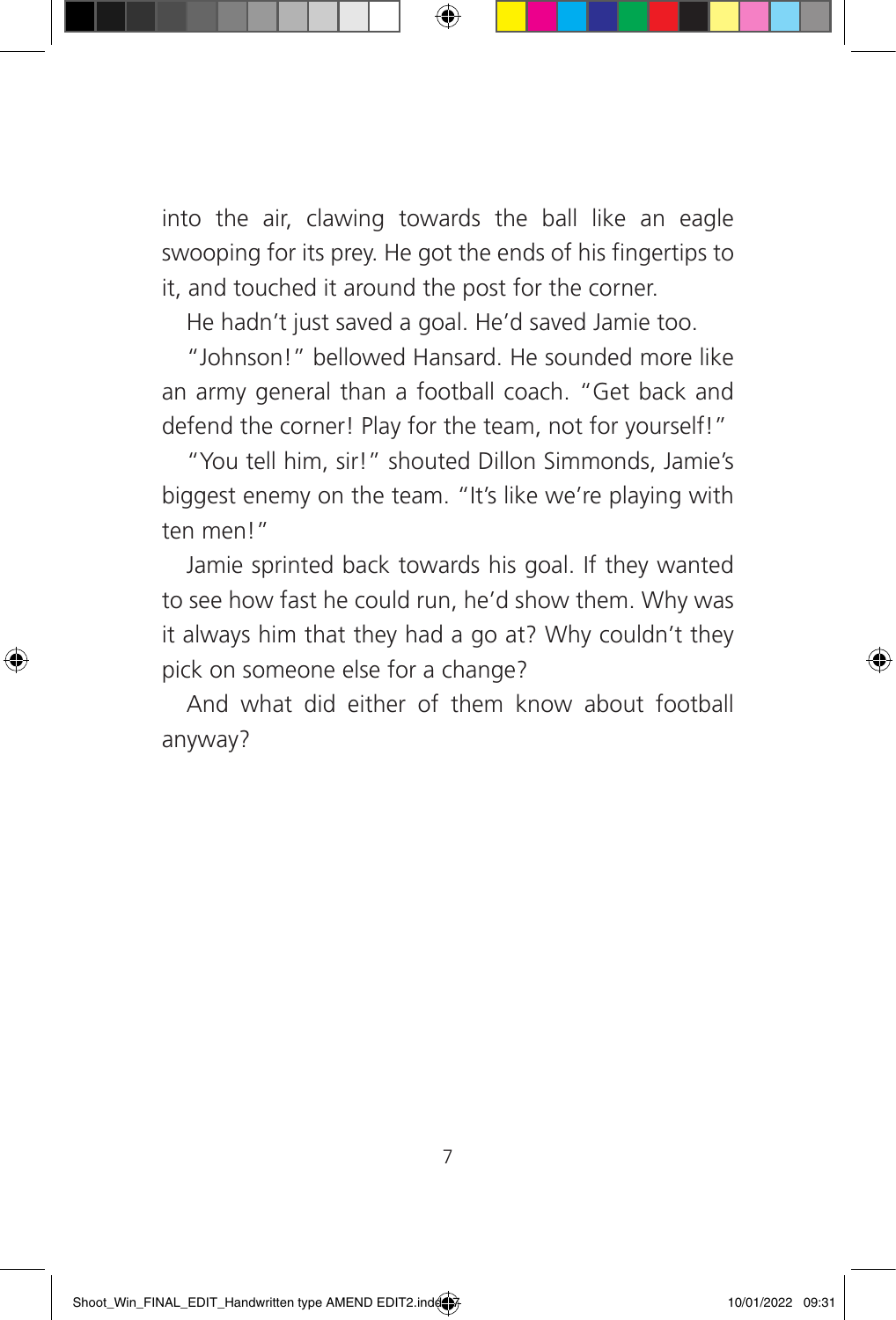into the air, clawing towards the ball like an eagle swooping for its prey. He got the ends of his fingertips to it, and touched it around the post for the corner.

He hadn't just saved a goal. He'd saved Jamie too.

"Johnson!" bellowed Hansard. He sounded more like an army general than a football coach. "Get back and defend the corner! Play for the team, not for yourself!"

"You tell him, sir!" shouted Dillon Simmonds, Jamie's biggest enemy on the team. "It's like we're playing with ten men!"

Jamie sprinted back towards his goal. If they wanted to see how fast he could run, he'd show them. Why was it always him that they had a go at? Why couldn't they pick on someone else for a change?

And what did either of them know about football anyway?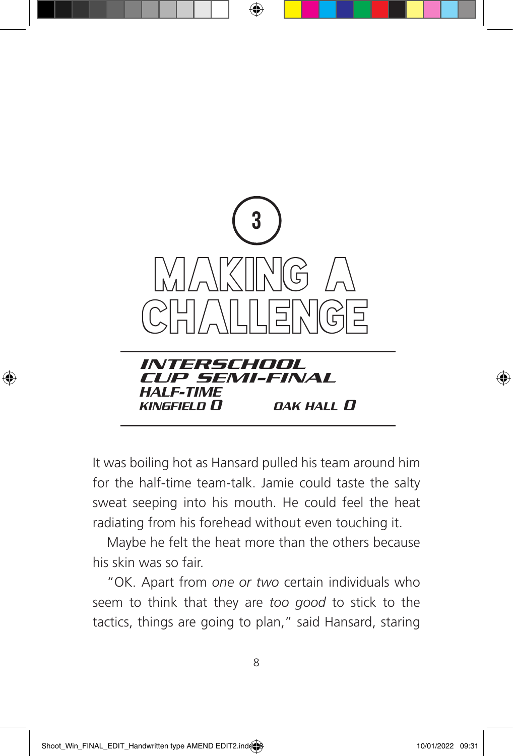# 3
# MAKING A CHALLENGE

***INTERSCHOOL CUP SEMI-FINAL***
***HALF-TIME***
***KINGFIELD 0*** ***OAK HALL 0***

It was boiling hot as Hansard pulled his team around him for the half-time team-talk. Jamie could taste the salty sweat seeping into his mouth. He could feel the heat radiating from his forehead without even touching it.

Maybe he felt the heat more than the others because his skin was so fair.

"OK. Apart from *one or two* certain individuals who seem to think that they are *too good* to stick to the tactics, things are going to plan," said Hansard, staring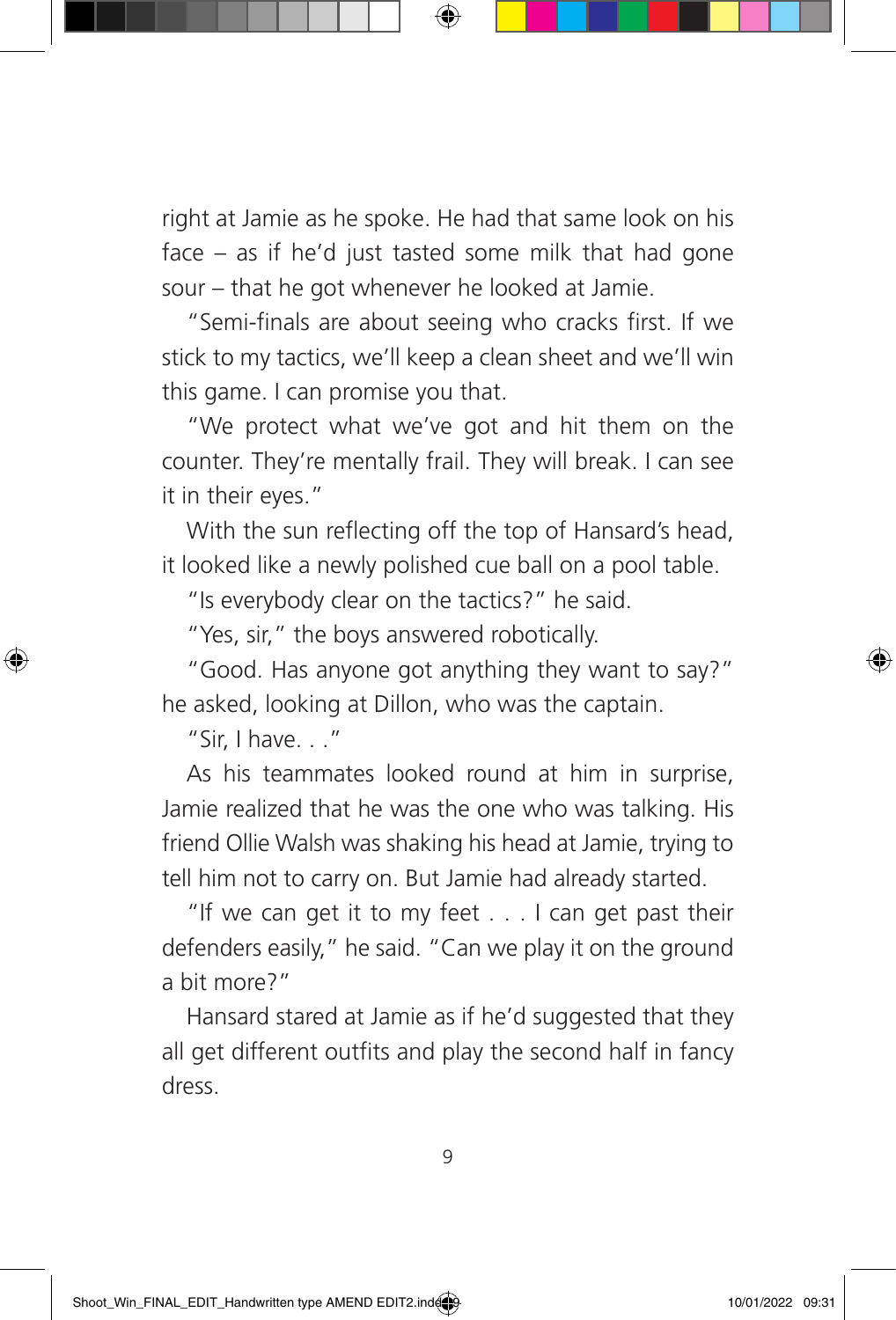right at Jamie as he spoke. He had that same look on his face – as if he'd just tasted some milk that had gone sour – that he got whenever he looked at Jamie.

"Semi-finals are about seeing who cracks first. If we stick to my tactics, we'll keep a clean sheet and we'll win this game. I can promise you that.

"We protect what we've got and hit them on the counter. They're mentally frail. They will break. I can see it in their eyes."

With the sun reflecting off the top of Hansard's head, it looked like a newly polished cue ball on a pool table.

"Is everybody clear on the tactics?" he said.

"Yes, sir," the boys answered robotically.

"Good. Has anyone got anything they want to say?" he asked, looking at Dillon, who was the captain.

"Sir, I have. . ."

As his teammates looked round at him in surprise, Jamie realized that he was the one who was talking. His friend Ollie Walsh was shaking his head at Jamie, trying to tell him not to carry on. But Jamie had already started.

"If we can get it to my feet . . . I can get past their defenders easily," he said. "Can we play it on the ground a bit more?"

Hansard stared at Jamie as if he'd suggested that they all get different outfits and play the second half in fancy dress.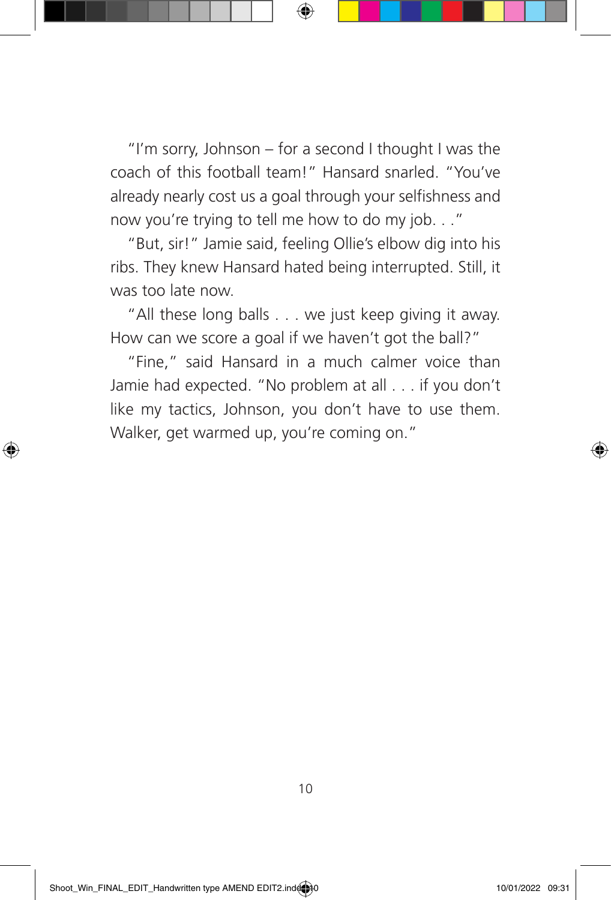"I'm sorry, Johnson – for a second I thought I was the coach of this football team!" Hansard snarled. "You've already nearly cost us a goal through your selfishness and now you're trying to tell me how to do my job. . ."

"But, sir!" Jamie said, feeling Ollie's elbow dig into his ribs. They knew Hansard hated being interrupted. Still, it was too late now.

"All these long balls . . . we just keep giving it away. How can we score a goal if we haven't got the ball?"

"Fine," said Hansard in a much calmer voice than Jamie had expected. "No problem at all . . . if you don't like my tactics, Johnson, you don't have to use them. Walker, get warmed up, you're coming on."